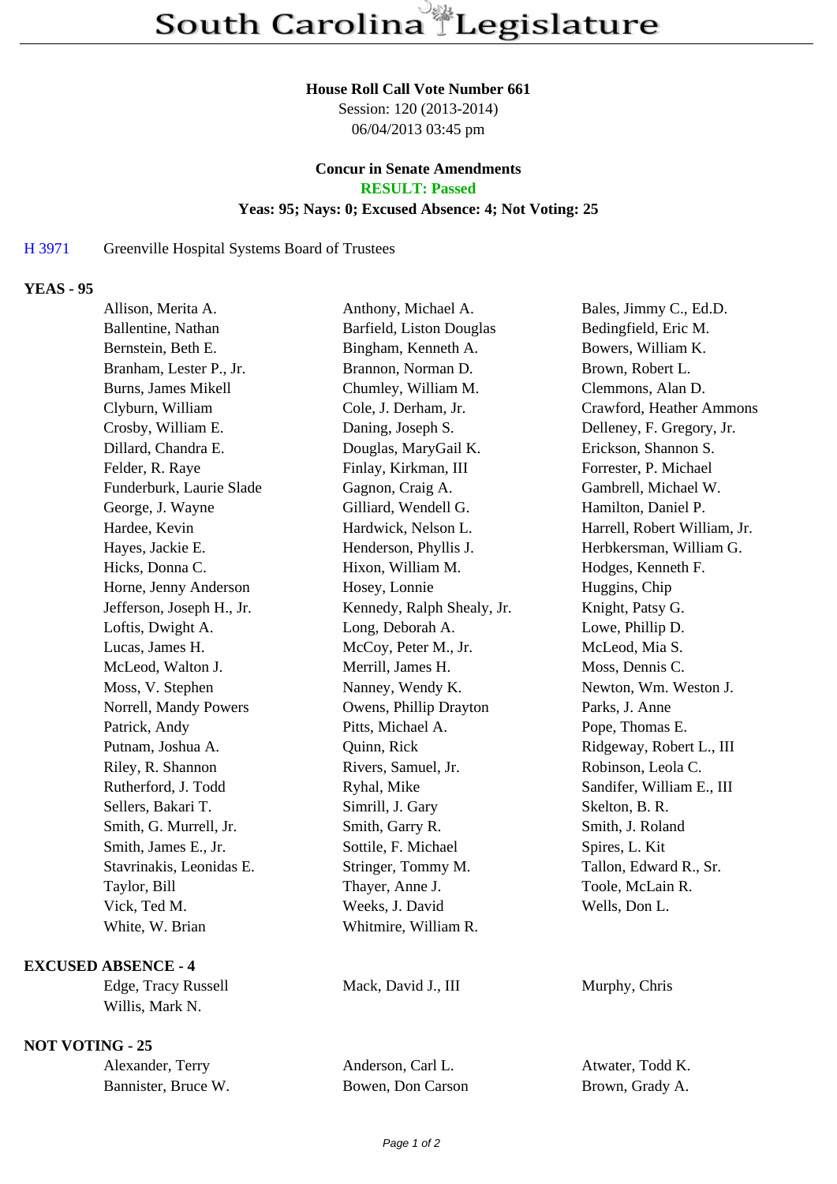# South Carolina Legislature

**House Roll Call Vote Number 661**
Session: 120 (2013-2014)
06/04/2013 03:45 pm

**Concur in Senate Amendments**
**RESULT: Passed**
**Yeas: 95; Nays: 0; Excused Absence: 4; Not Voting: 25**

H 3971 Greenville Hospital Systems Board of Trustees

**YEAS - 95**

| | | |
|---|---|---|
| Allison, Merita A. | Anthony, Michael A. | Bales, Jimmy C., Ed.D. |
| Ballentine, Nathan | Barfield, Liston Douglas | Bedingfield, Eric M. |
| Bernstein, Beth E. | Bingham, Kenneth A. | Bowers, William K. |
| Branham, Lester P., Jr. | Brannon, Norman D. | Brown, Robert L. |
| Burns, James Mikell | Chumley, William M. | Clemmons, Alan D. |
| Clyburn, William | Cole, J. Derham, Jr. | Crawford, Heather Ammons |
| Crosby, William E. | Daning, Joseph S. | Delleney, F. Gregory, Jr. |
| Dillard, Chandra E. | Douglas, MaryGail K. | Erickson, Shannon S. |
| Felder, R. Raye | Finlay, Kirkman, III | Forrester, P. Michael |
| Funderburk, Laurie Slade | Gagnon, Craig A. | Gambrell, Michael W. |
| George, J. Wayne | Gilliard, Wendell G. | Hamilton, Daniel P. |
| Hardee, Kevin | Hardwick, Nelson L. | Harrell, Robert William, Jr. |
| Hayes, Jackie E. | Henderson, Phyllis J. | Herbkersman, William G. |
| Hicks, Donna C. | Hixon, William M. | Hodges, Kenneth F. |
| Horne, Jenny Anderson | Hosey, Lonnie | Huggins, Chip |
| Jefferson, Joseph H., Jr. | Kennedy, Ralph Shealy, Jr. | Knight, Patsy G. |
| Loftis, Dwight A. | Long, Deborah A. | Lowe, Phillip D. |
| Lucas, James H. | McCoy, Peter M., Jr. | McLeod, Mia S. |
| McLeod, Walton J. | Merrill, James H. | Moss, Dennis C. |
| Moss, V. Stephen | Nanney, Wendy K. | Newton, Wm. Weston J. |
| Norrell, Mandy Powers | Owens, Phillip Drayton | Parks, J. Anne |
| Patrick, Andy | Pitts, Michael A. | Pope, Thomas E. |
| Putnam, Joshua A. | Quinn, Rick | Ridgeway, Robert L., III |
| Riley, R. Shannon | Rivers, Samuel, Jr. | Robinson, Leola C. |
| Rutherford, J. Todd | Ryhal, Mike | Sandifer, William E., III |
| Sellers, Bakari T. | Simrill, J. Gary | Skelton, B. R. |
| Smith, G. Murrell, Jr. | Smith, Garry R. | Smith, J. Roland |
| Smith, James E., Jr. | Sottile, F. Michael | Spires, L. Kit |
| Stavrinakis, Leonidas E. | Stringer, Tommy M. | Tallon, Edward R., Sr. |
| Taylor, Bill | Thayer, Anne J. | Toole, McLain R. |
| Vick, Ted M. | Weeks, J. David | Wells, Don L. |
| White, W. Brian | Whitmire, William R. | |

**EXCUSED ABSENCE - 4**

| | | |
|---|---|---|
| Edge, Tracy Russell | Mack, David J., III | Murphy, Chris |
| Willis, Mark N. | | |

**NOT VOTING - 25**

| | | |
|---|---|---|
| Alexander, Terry | Anderson, Carl L. | Atwater, Todd K. |
| Bannister, Bruce W. | Bowen, Don Carson | Brown, Grady A. |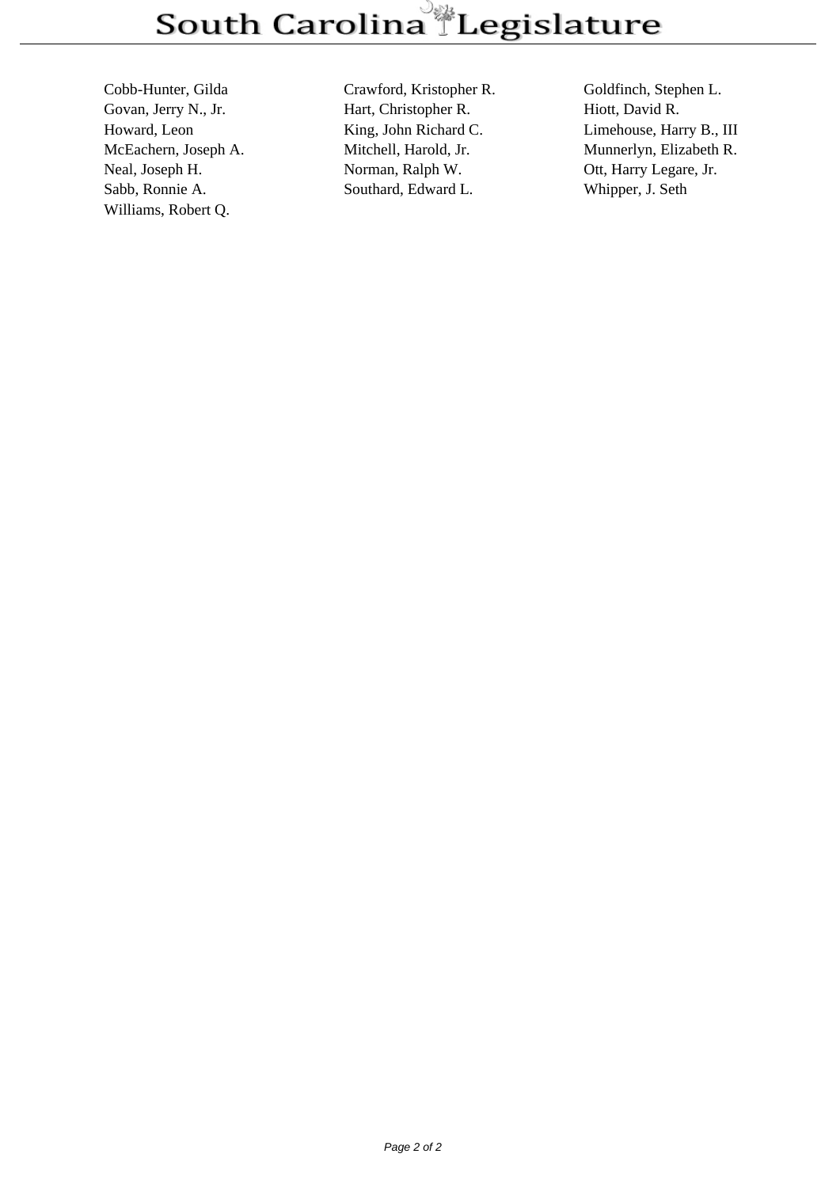| | | |
|---|---|---|
| Cobb-Hunter, Gilda | Crawford, Kristopher R. | Goldfinch, Stephen L. |
| Govan, Jerry N., Jr. | Hart, Christopher R. | Hiott, David R. |
| Howard, Leon | King, John Richard C. | Limehouse, Harry B., III |
| McEachern, Joseph A. | Mitchell, Harold, Jr. | Munnerlyn, Elizabeth R. |
| Neal, Joseph H. | Norman, Ralph W. | Ott, Harry Legare, Jr. |
| Sabb, Ronnie A. | Southard, Edward L. | Whipper, J. Seth |
| Williams, Robert Q. | | |